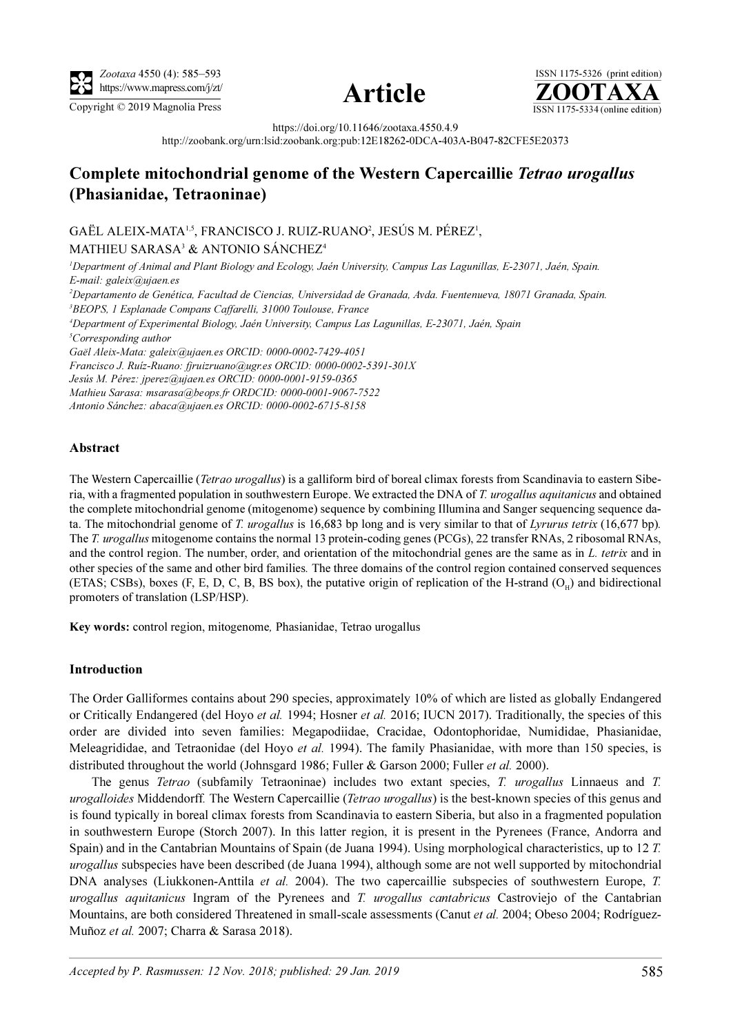**Article**

https://doi.org/10.11646/zootaxa.4550.4.9

http://zoobank.org/urn:lsid:zoobank.org:pub:12E18262-0DCA-403A-B047-82CFE5E20373

# Complete mitochondrial genome of the Western Capercaillie *Tetrao urogallus* (Phasianidae, Tetraoninae)

GAËL ALEIX-MATA[1,5], FRANCISCO J. RUIZ-RUANO[2], JESÚS M. PÉREZ[1], MATHIEU SARASA[3] & ANTONIO SÁNCHEZ[4]

[1]*Department of Animal and Plant Biology and Ecology, Jaén University, Campus Las Lagunillas, E-23071, Jaén, Spain. E-mail: galeix@ujaen.es*

[2]*Departamento de Genética, Facultad de Ciencias, Universidad de Granada, Avda. Fuentenueva, 18071 Granada, Spain.*

[3]*BEOPS, 1 Esplanade Compans Caffarelli, 31000 Toulouse, France*

[4]*Department of Experimental Biology, Jaén University, Campus Las Lagunillas, E-23071, Jaén, Spain*

[5]*Corresponding author*

*Gaël Aleix-Mata: galeix@ujaen.es ORCID: 0000-0002-7429-4051*

*Francisco J. Ruíz-Ruano: fjruizruano@ugr.es ORCID: 0000-0002-5391-301X*

*Jesús M. Pérez: jperez@ujaen.es ORCID: 0000-0001-9159-0365*

*Mathieu Sarasa: msarasa@beops.fr ORDCID: 0000-0001-9067-7522*

*Antonio Sánchez: abaca@ujaen.es ORCID: 0000-0002-6715-8158*

## Abstract

The Western Capercaillie (*Tetrao urogallus*) is a galliform bird of boreal climax forests from Scandinavia to eastern Siberia, with a fragmented population in southwestern Europe. We extracted the DNA of *T. urogallus aquitanicus* and obtained the complete mitochondrial genome (mitogenome) sequence by combining Illumina and Sanger sequencing sequence data. The mitochondrial genome of *T. urogallus* is 16,683 bp long and is very similar to that of *Lyrurus tetrix* (16,677 bp). The *T. urogallus* mitogenome contains the normal 13 protein-coding genes (PCGs), 22 transfer RNAs, 2 ribosomal RNAs, and the control region. The number, order, and orientation of the mitochondrial genes are the same as in *L. tetrix* and in other species of the same and other bird families. The three domains of the control region contained conserved sequences (ETAS; CSBs), boxes (F, E, D, C, B, BS box), the putative origin of replication of the H-strand ($O_H$) and bidirectional promoters of translation (LSP/HSP).

**Key words:** control region, mitogenome, Phasianidae, Tetrao urogallus

## Introduction

The Order Galliformes contains about 290 species, approximately 10% of which are listed as globally Endangered or Critically Endangered (del Hoyo *et al.* 1994; Hosner *et al.* 2016; IUCN 2017). Traditionally, the species of this order are divided into seven families: Megapodiidae, Cracidae, Odontophoridae, Numididae, Phasianidae, Meleagrididae, and Tetraonidae (del Hoyo *et al.* 1994). The family Phasianidae, with more than 150 species, is distributed throughout the world (Johnsgard 1986; Fuller & Garson 2000; Fuller *et al.* 2000).

The genus *Tetrao* (subfamily Tetraoninae) includes two extant species, *T. urogallus* Linnaeus and *T. urogalloides* Middendorff. The Western Capercaillie (*Tetrao urogallus*) is the best-known species of this genus and is found typically in boreal climax forests from Scandinavia to eastern Siberia, but also in a fragmented population in southwestern Europe (Storch 2007). In this latter region, it is present in the Pyrenees (France, Andorra and Spain) and in the Cantabrian Mountains of Spain (de Juana 1994). Using morphological characteristics, up to 12 *T. urogallus* subspecies have been described (de Juana 1994), although some are not well supported by mitochondrial DNA analyses (Liukkonen-Anttila *et al.* 2004). The two capercaillie subspecies of southwestern Europe, *T. urogallus aquitanicus* Ingram of the Pyrenees and *T. urogallus cantabricus* Castroviejo of the Cantabrian Mountains, are both considered Threatened in small-scale assessments (Canut *et al.* 2004; Obeso 2004; Rodríguez-Muñoz *et al.* 2007; Charra & Sarasa 2018).

*Accepted by P. Rasmussen: 12 Nov. 2018; published: 29 Jan. 2019*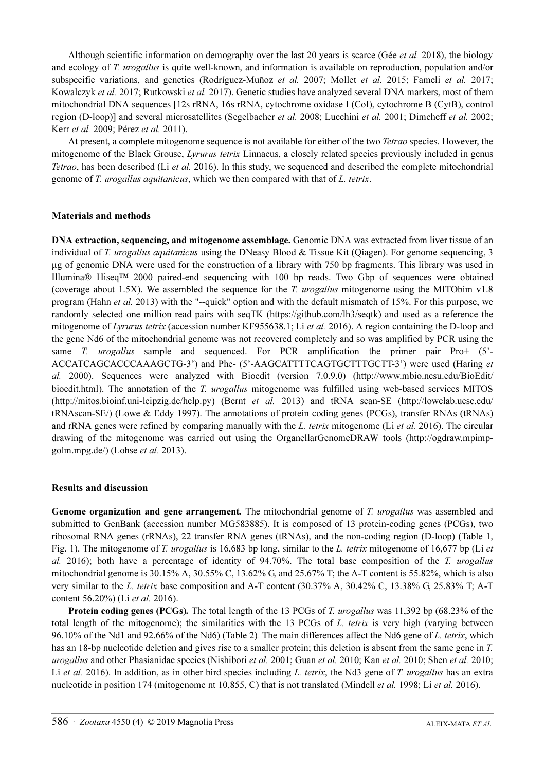Although scientific information on demography over the last 20 years is scarce (Gée *et al.* 2018), the biology and ecology of *T. urogallus* is quite well-known, and information is available on reproduction, population and/or subspecific variations, and genetics (Rodríguez-Muñoz *et al.* 2007; Mollet *et al.* 2015; Fameli *et al.* 2017; Kowalczyk *et al.* 2017; Rutkowski *et al.* 2017). Genetic studies have analyzed several DNA markers, most of them mitochondrial DNA sequences [12s rRNA, 16s rRNA, cytochrome oxidase I (CoI), cytochrome B (CytB), control region (D-loop)] and several microsatellites (Segelbacher *et al.* 2008; Lucchini *et al.* 2001; Dimcheff *et al.* 2002; Kerr *et al.* 2009; Pérez *et al.* 2011).

At present, a complete mitogenome sequence is not available for either of the two *Tetrao* species. However, the mitogenome of the Black Grouse, *Lyrurus tetrix* Linnaeus, a closely related species previously included in genus *Tetrao*, has been described (Li *et al.* 2016). In this study, we sequenced and described the complete mitochondrial genome of *T. urogallus aquitanicus*, which we then compared with that of *L. tetrix*.

## Materials and methods

**DNA extraction, sequencing, and mitogenome assemblage.** Genomic DNA was extracted from liver tissue of an individual of *T. urogallus aquitanicus* using the DNeasy Blood & Tissue Kit (Qiagen). For genome sequencing, 3 µg of genomic DNA were used for the construction of a library with 750 bp fragments. This library was used in Illumina® Hiseq™ 2000 paired-end sequencing with 100 bp reads. Two Gbp of sequences were obtained (coverage about 1.5X). We assembled the sequence for the *T. urogallus* mitogenome using the MITObim v1.8 program (Hahn *et al.* 2013) with the "--quick" option and with the default mismatch of 15%. For this purpose, we randomly selected one million read pairs with seqTK (https://github.com/lh3/seqtk) and used as a reference the mitogenome of *Lyrurus tetrix* (accession number KF955638.1; Li *et al.* 2016). A region containing the D-loop and the gene Nd6 of the mitochondrial genome was not recovered completely and so was amplified by PCR using the same *T. urogallus* sample and sequenced. For PCR amplification the primer pair Pro+ (5'-ACCATCAGCACCCAAAGCTG-3') and Phe- (5'-AAGCATTTTCAGTGCTTTGCTT-3') were used (Haring *et al.* 2000). Sequences were analyzed with Bioedit (version 7.0.9.0) (http://www.mbio.ncsu.edu/BioEdit/bioedit.html). The annotation of the *T. urogallus* mitogenome was fulfilled using web-based services MITOS (http://mitos.bioinf.uni-leipzig.de/help.py) (Bernt *et al.* 2013) and tRNA scan-SE (http://lowelab.ucsc.edu/tRNAscan-SE/) (Lowe & Eddy 1997). The annotations of protein coding genes (PCGs), transfer RNAs (tRNAs) and rRNA genes were refined by comparing manually with the *L. tetrix* mitogenome (Li *et al.* 2016). The circular drawing of the mitogenome was carried out using the OrganellarGenomeDRAW tools (http://ogdraw.mpimp-golm.mpg.de/) (Lohse *et al.* 2013).

## Results and discussion

**Genome organization and gene arrangement.** The mitochondrial genome of *T. urogallus* was assembled and submitted to GenBank (accession number MG583885). It is composed of 13 protein-coding genes (PCGs), two ribosomal RNA genes (rRNAs), 22 transfer RNA genes (tRNAs), and the non-coding region (D-loop) (Table 1, Fig. 1). The mitogenome of *T. urogallus* is 16,683 bp long, similar to the *L. tetrix* mitogenome of 16,677 bp (Li *et al.* 2016); both have a percentage of identity of 94.70%. The total base composition of the *T. urogallus* mitochondrial genome is 30.15% A, 30.55% C, 13.62% G, and 25.67% T; the A-T content is 55.82%, which is also very similar to the *L. tetrix* base composition and A-T content (30.37% A, 30.42% C, 13.38% G, 25.83% T; A-T content 56.20%) (Li *et al.* 2016).

**Protein coding genes (PCGs).** The total length of the 13 PCGs of *T. urogallus* was 11,392 bp (68.23% of the total length of the mitogenome); the similarities with the 13 PCGs of *L. tetrix* is very high (varying between 96.10% of the Nd1 and 92.66% of the Nd6) (Table 2). The main differences affect the Nd6 gene of *L. tetrix*, which has an 18-bp nucleotide deletion and gives rise to a smaller protein; this deletion is absent from the same gene in *T. urogallus* and other Phasianidae species (Nishibori *et al.* 2001; Guan *et al.* 2010; Kan *et al.* 2010; Shen *et al.* 2010; Li *et al.* 2016). In addition, as in other bird species including *L. tetrix*, the Nd3 gene of *T. urogallus* has an extra nucleotide in position 174 (mitogenome nt 10,855, C) that is not translated (Mindell *et al.* 1998; Li *et al.* 2016).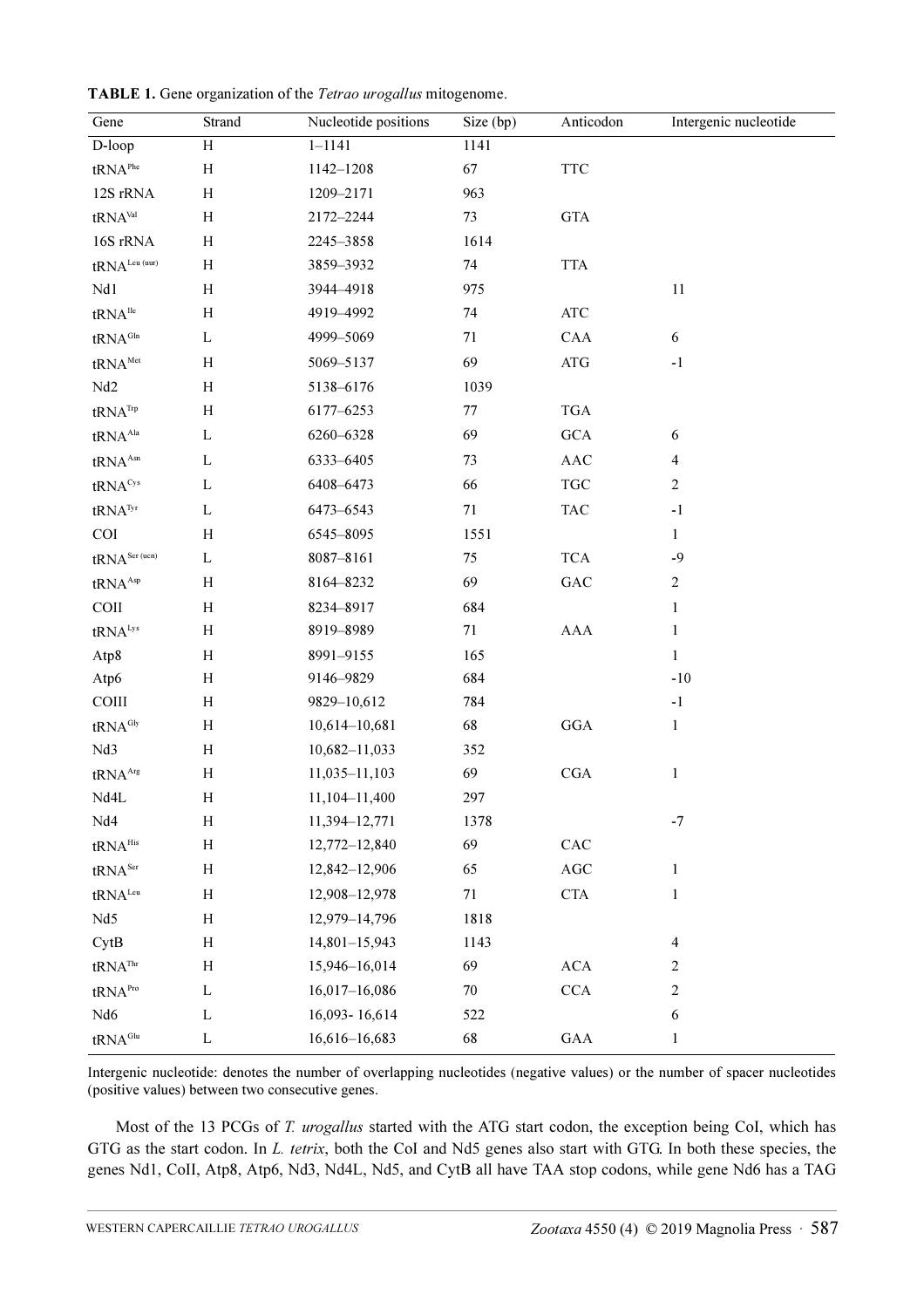**TABLE 1.** Gene organization of the *Tetrao urogallus* mitogenome.

| Gene | Strand | Nucleotide positions | Size (bp) | Anticodon | Intergenic nucleotide |
|---|---|---|---|---|---|
| D-loop | H | 1–1141 | 1141 | | |
| tRNA$^{Phe}$ | H | 1142–1208 | 67 | TTC | |
| 12S rRNA | H | 1209–2171 | 963 | | |
| tRNA$^{Val}$ | H | 2172–2244 | 73 | GTA | |
| 16S rRNA | H | 2245–3858 | 1614 | | |
| tRNA$^{Leu (uur)}$ | H | 3859–3932 | 74 | TTA | |
| Nd1 | H | 3944–4918 | 975 | | 11 |
| tRNA$^{Ile}$ | H | 4919–4992 | 74 | ATC | |
| tRNA$^{Gln}$ | L | 4999–5069 | 71 | CAA | 6 |
| tRNA$^{Met}$ | H | 5069–5137 | 69 | ATG | -1 |
| Nd2 | H | 5138–6176 | 1039 | | |
| tRNA$^{Trp}$ | H | 6177–6253 | 77 | TGA | |
| tRNA$^{Ala}$ | L | 6260–6328 | 69 | GCA | 6 |
| tRNA$^{Asn}$ | L | 6333–6405 | 73 | AAC | 4 |
| tRNA$^{Cys}$ | L | 6408–6473 | 66 | TGC | 2 |
| tRNA$^{Tyr}$ | L | 6473–6543 | 71 | TAC | -1 |
| COI | H | 6545–8095 | 1551 | | 1 |
| tRNA$^{Ser (ucn)}$ | L | 8087–8161 | 75 | TCA | -9 |
| tRNA$^{Asp}$ | H | 8164–8232 | 69 | GAC | 2 |
| COII | H | 8234–8917 | 684 | | 1 |
| tRNA$^{Lys}$ | H | 8919–8989 | 71 | AAA | 1 |
| Atp8 | H | 8991–9155 | 165 | | 1 |
| Atp6 | H | 9146–9829 | 684 | | -10 |
| COIII | H | 9829–10,612 | 784 | | -1 |
| tRNA$^{Gly}$ | H | 10,614–10,681 | 68 | GGA | 1 |
| Nd3 | H | 10,682–11,033 | 352 | | |
| tRNA$^{Arg}$ | H | 11,035–11,103 | 69 | CGA | 1 |
| Nd4L | H | 11,104–11,400 | 297 | | |
| Nd4 | H | 11,394–12,771 | 1378 | | -7 |
| tRNA$^{His}$ | H | 12,772–12,840 | 69 | CAC | |
| tRNA$^{Ser}$ | H | 12,842–12,906 | 65 | AGC | 1 |
| tRNA$^{Leu}$ | H | 12,908–12,978 | 71 | CTA | 1 |
| Nd5 | H | 12,979–14,796 | 1818 | | |
| CytB | H | 14,801–15,943 | 1143 | | 4 |
| tRNA$^{Thr}$ | H | 15,946–16,014 | 69 | ACA | 2 |
| tRNA$^{Pro}$ | L | 16,017–16,086 | 70 | CCA | 2 |
| Nd6 | L | 16,093- 16,614 | 522 | | 6 |
| tRNA$^{Glu}$ | L | 16,616–16,683 | 68 | GAA | 1 |

Intergenic nucleotide: denotes the number of overlapping nucleotides (negative values) or the number of spacer nucleotides (positive values) between two consecutive genes.

Most of the 13 PCGs of *T. urogallus* started with the ATG start codon, the exception being CoI, which has GTG as the start codon. In *L. tetrix*, both the CoI and Nd5 genes also start with GTG. In both these species, the genes Nd1, CoII, Atp8, Atp6, Nd3, Nd4L, Nd5, and CytB all have TAA stop codons, while gene Nd6 has a TAG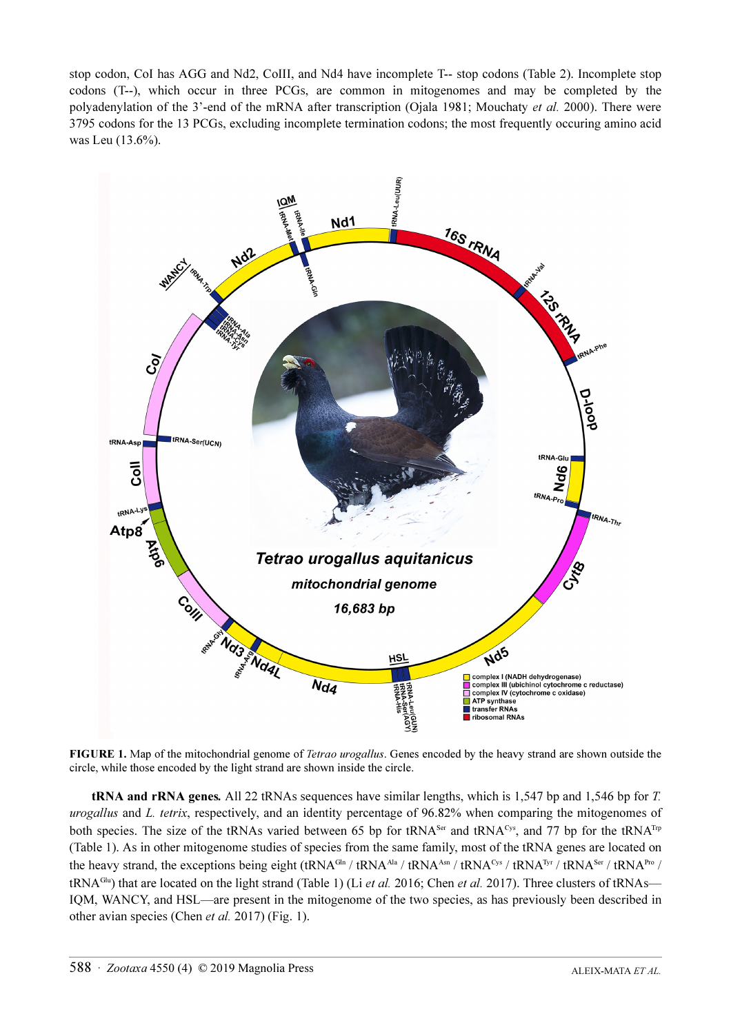stop codon, CoI has AGG and Nd2, CoIII, and Nd4 have incomplete T-- stop codons (Table 2). Incomplete stop codons (T--), which occur in three PCGs, are common in mitogenomes and may be completed by the polyadenylation of the 3'-end of the mRNA after transcription (Ojala 1981; Mouchaty *et al.* 2000). There were 3795 codons for the 13 PCGs, excluding incomplete termination codons; the most frequently occuring amino acid was Leu (13.6%).

**FIGURE 1.** Map of the mitochondrial genome of *Tetrao urogallus*. Genes encoded by the heavy strand are shown outside the circle, while those encoded by the light strand are shown inside the circle.

**tRNA and rRNA genes.** All 22 tRNAs sequences have similar lengths, which is 1,547 bp and 1,546 bp for *T. urogallus* and *L. tetrix*, respectively, and an identity percentage of 96.82% when comparing the mitogenomes of both species. The size of the tRNAs varied between 65 bp for tRNA$^{Ser}$ and tRNA$^{Cys}$, and 77 bp for the tRNA$^{Trp}$ (Table 1). As in other mitogenome studies of species from the same family, most of the tRNA genes are located on the heavy strand, the exceptions being eight (tRNA$^{Gln}$ / tRNA$^{Ala}$ / tRNA$^{Asn}$ / tRNA$^{Cys}$ / tRNA$^{Tyr}$ / tRNA$^{Ser}$ / tRNA$^{Pro}$ / tRNA$^{Glu}$) that are located on the light strand (Table 1) (Li *et al.* 2016; Chen *et al.* 2017). Three clusters of tRNAs—IQM, WANCY, and HSL—are present in the mitogenome of the two species, as has previously been described in other avian species (Chen *et al.* 2017) (Fig. 1).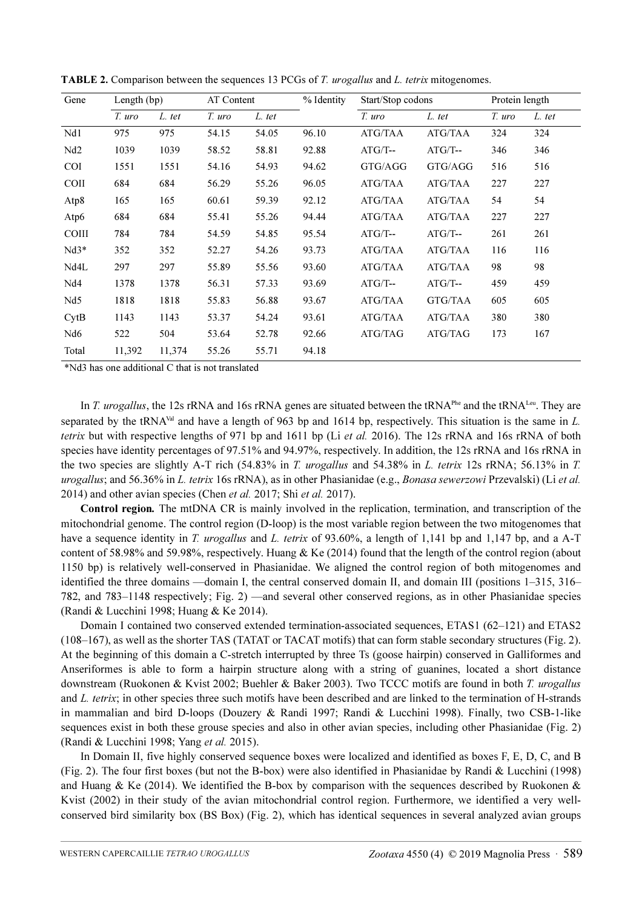**TABLE 2.** Comparison between the sequences 13 PCGs of *T. urogallus* and *L. tetrix* mitogenomes.

| Gene | Length (bp) | | AT Content | | % Identity | Start/Stop codons | | Protein length | |
|---|---|---|---|---|---|---|---|---|---|
| | *T. uro* | *L. tet* | *T. uro* | *L. tet* | | *T. uro* | *L. tet* | *T. uro* | *L. tet* |
| Nd1 | 975 | 975 | 54.15 | 54.05 | 96.10 | ATG/TAA | ATG/TAA | 324 | 324 |
| Nd2 | 1039 | 1039 | 58.52 | 58.81 | 92.88 | ATG/T-- | ATG/T-- | 346 | 346 |
| COI | 1551 | 1551 | 54.16 | 54.93 | 94.62 | GTG/AGG | GTG/AGG | 516 | 516 |
| COII | 684 | 684 | 56.29 | 55.26 | 96.05 | ATG/TAA | ATG/TAA | 227 | 227 |
| Atp8 | 165 | 165 | 60.61 | 59.39 | 92.12 | ATG/TAA | ATG/TAA | 54 | 54 |
| Atp6 | 684 | 684 | 55.41 | 55.26 | 94.44 | ATG/TAA | ATG/TAA | 227 | 227 |
| COIII | 784 | 784 | 54.59 | 54.85 | 95.54 | ATG/T-- | ATG/T-- | 261 | 261 |
| Nd3* | 352 | 352 | 52.27 | 54.26 | 93.73 | ATG/TAA | ATG/TAA | 116 | 116 |
| Nd4L | 297 | 297 | 55.89 | 55.56 | 93.60 | ATG/TAA | ATG/TAA | 98 | 98 |
| Nd4 | 1378 | 1378 | 56.31 | 57.33 | 93.69 | ATG/T-- | ATG/T-- | 459 | 459 |
| Nd5 | 1818 | 1818 | 55.83 | 56.88 | 93.67 | ATG/TAA | GTG/TAA | 605 | 605 |
| CytB | 1143 | 1143 | 53.37 | 54.24 | 93.61 | ATG/TAA | ATG/TAA | 380 | 380 |
| Nd6 | 522 | 504 | 53.64 | 52.78 | 92.66 | ATG/TAG | ATG/TAG | 173 | 167 |
| Total | 11,392 | 11,374 | 55.26 | 55.71 | 94.18 | | | | |

*Nd3 has one additional C that is not translated

In *T. urogallus*, the 12s rRNA and 16s rRNA genes are situated between the tRNA[Phe] and the tRNA[Leu]. They are separated by the tRNA[Val] and have a length of 963 bp and 1614 bp, respectively. This situation is the same in *L. tetrix* but with respective lengths of 971 bp and 1611 bp (Li *et al.* 2016). The 12s rRNA and 16s rRNA of both species have identity percentages of 97.51% and 94.97%, respectively. In addition, the 12s rRNA and 16s rRNA in the two species are slightly A-T rich (54.83% in *T. urogallus* and 54.38% in *L. tetrix* 12s rRNA; 56.13% in *T. urogallus*; and 56.36% in *L. tetrix* 16s rRNA), as in other Phasianidae (e.g., *Bonasa sewerzowi* Przevalski) (Li *et al.* 2014) and other avian species (Chen *et al.* 2017; Shi *et al.* 2017).

**Control region.** The mtDNA CR is mainly involved in the replication, termination, and transcription of the mitochondrial genome. The control region (D-loop) is the most variable region between the two mitogenomes that have a sequence identity in *T. urogallus* and *L. tetrix* of 93.60%, a length of 1,141 bp and 1,147 bp, and a A-T content of 58.98% and 59.98%, respectively. Huang & Ke (2014) found that the length of the control region (about 1150 bp) is relatively well-conserved in Phasianidae. We aligned the control region of both mitogenomes and identified the three domains —domain I, the central conserved domain II, and domain III (positions 1–315, 316–782, and 783–1148 respectively; Fig. 2) —and several other conserved regions, as in other Phasianidae species (Randi & Lucchini 1998; Huang & Ke 2014).

Domain I contained two conserved extended termination-associated sequences, ETAS1 (62–121) and ETAS2 (108–167), as well as the shorter TAS (TATAT or TACAT motifs) that can form stable secondary structures (Fig. 2). At the beginning of this domain a C-stretch interrupted by three Ts (goose hairpin) conserved in Galliformes and Anseriformes is able to form a hairpin structure along with a string of guanines, located a short distance downstream (Ruokonen & Kvist 2002; Buehler & Baker 2003). Two TCCC motifs are found in both *T. urogallus* and *L. tetrix*; in other species three such motifs have been described and are linked to the termination of H-strands in mammalian and bird D-loops (Douzery & Randi 1997; Randi & Lucchini 1998). Finally, two CSB-1-like sequences exist in both these grouse species and also in other avian species, including other Phasianidae (Fig. 2) (Randi & Lucchini 1998; Yang *et al.* 2015).

In Domain II, five highly conserved sequence boxes were localized and identified as boxes F, E, D, C, and B (Fig. 2). The four first boxes (but not the B-box) were also identified in Phasianidae by Randi & Lucchini (1998) and Huang & Ke (2014). We identified the B-box by comparison with the sequences described by Ruokonen & Kvist (2002) in their study of the avian mitochondrial control region. Furthermore, we identified a very well-conserved bird similarity box (BS Box) (Fig. 2), which has identical sequences in several analyzed avian groups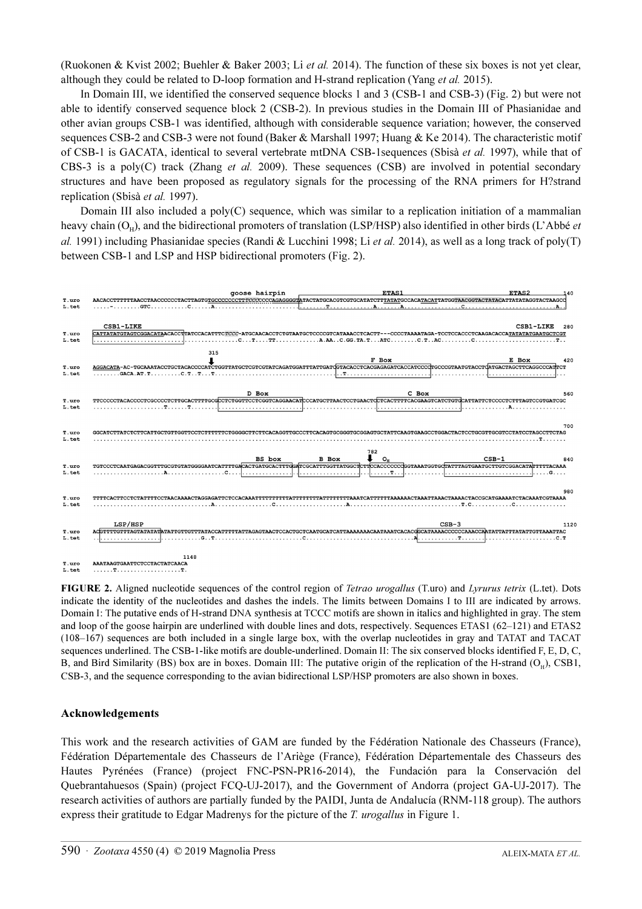(Ruokonen & Kvist 2002; Buehler & Baker 2003; Li *et al.* 2014). The function of these six boxes is not yet clear, although they could be related to D-loop formation and H-strand replication (Yang *et al.* 2015).

In Domain III, we identified the conserved sequence blocks 1 and 3 (CSB-1 and CSB-3) (Fig. 2) but were not able to identify conserved sequence block 2 (CSB-2). In previous studies in the Domain III of Phasianidae and other avian groups CSB-1 was identified, although with considerable sequence variation; however, the conserved sequences CSB-2 and CSB-3 were not found (Baker & Marshall 1997; Huang & Ke 2014). The characteristic motif of CSB-1 is GACATA, identical to several vertebrate mtDNA CSB-1sequences (Sbisà *et al.* 1997), while that of CBS-3 is a poly(C) track (Zhang *et al.* 2009). These sequences (CSB) are involved in potential secondary structures and have been proposed as regulatory signals for the processing of the RNA primers for H?strand replication (Sbisà *et al.* 1997).

Domain III also included a poly(C) sequence, which was similar to a replication initiation of a mammalian heavy chain ($O_H$), and the bidirectional promoters of translation (LSP/HSP) also identified in other birds (L'Abbé *et al.* 1991) including Phasianidae species (Randi & Lucchini 1998; Li *et al.* 2014), as well as a long track of poly(T) between CSB-1 and LSP and HSP bidirectional promoters (Fig. 2).

```
                                        goose hairpin                       ETAS1                                  ETAS2         140
T.uro  AACACCTTTTTTAACCTAACCCCCCTACTTAGTGTGCCCCCCCTTTCCCCCCCAGAGGGGTATACTATGCACGTCGTGCATATCTTTATATGCCACATACATTATGGTAACGGTACTATACATTATATAGGTACTAAGCC
L.tet  .....-........GTC...........C......A.........................................T............A.......A.................C...........................A.

       CSB1-LIKE                                                                                                               CSB1-LIKE    280
T.uro  CATTATATGTAGTCGGACATAACACCTTATCCACATTTCTCCC-ATGCAACACCTCTGTAATGCTCCCCGTCATAAACCTCACTT---CCCCTAAAATAGA-TCCTCACCCTCAAGACACCATATATATGAATGCTCGT
L.tet  .............................................C...T....TT.............A.AA..C.GG.TA.T...ATC........C.T..AC.........C.......................T..

                                        315
                                                                      F Box                                         E Box          420
T.uro  AGGACATA-AC-TGCAAAATACCTGCTACACCCCATCTGGTTATGCTCGTCGTATCAGATGGATTTATTGATCGTACACCTCACGAGAGATCACCATCCCCTGCCCGTAATGTACCTCATGACTAGCTTCAGGCCCATTCT
L.tet  ........GACA.AT.T.........C.T..T...T......................................T..........................................................

                       D Box                                      C Box                                                             560
T.uro  TTCCCCCTACACCCCTCGCCCCTCTTGCACTTTTGCGCCTCTGGTTCCTCGGTCAGGAACATCCCATGCTTAACTCCTGAACTCCTCACTTTCACGAAGTCATCTGTGCATTATTCTCCCCTCTTTAGTCCGTGATCGC
L.tet  .....................T......T......................................................................................A................

                                                                                                                                     700
T.uro  GGCATCTTATCTCTTCATTGCTGTTGGTTCCTCTTTTTTCTGGGGCTTCTTCACAGGTTGCCCTTCACAGTGCGGGTGCGGAGTGCTATTCAAGTGAAGCCTGGACTACTCCTGCGTTGCGTCCTATCCTAGCCTTCTAG
L.tet  ................................................................................................................................T.......

                                                                   782
                                      BS box           B Box            OH                         CSB-1                        840
T.uro  TGTCCCTCAATGAGACGGTTTGCGTGTATGGGGAATCATTTTGACACTGATGCACTTTGGATCGCATTTGGTTATGGCTCTTCCACCCCCCCGGTAAATGGTGCTATTTAGTGAATGCTTGCGGACATATTTTTACAAA
L.tet  .....................A.................C..............................................T....................................G....

                                                                                                                                     980
T.uro  TTTTCACTTCCTCTATTTTCCTAACAAAACTAGGAGATTCTCCACAAATTTTTTTTTTTATTTTTTTTTATTTTTTTTTAAATCATTTTTTAAAAAACTAAATTAAACTAAAACTACCGCATGAAAATCTACAAATCGTAAAA
L.tet  ...................................A..................C......................A................................T.C............C...............

       LSP/HSP                                                                               CSB-3                                1120
T.uro  ACGTTTTGTTTAGTATATATATATTGTTGTTTATACCATTTTTATTAGAGTAACTCCACTGCTCAATGCATCATTAAAAAAACAATAAATCACACGGCATAAAACCCCCCAAACCAATATTATTTATATTGTTAAATTAC
L.tet  .............................G..T..........................C...............................A...........T.................................C.T

                           1148
T.uro  AAATAAGTGAATTCTCCTACTATCAACA
L.tet  ......T...................T.
```

**FIGURE 2.** Aligned nucleotide sequences of the control region of *Tetrao urogallus* (T.uro) and *Lyrurus tetrix* (L.tet). Dots indicate the identity of the nucleotides and dashes the indels. The limits between Domains I to III are indicated by arrows. Domain I: The putative ends of H-strand DNA synthesis at TCCC motifs are shown in italics and highlighted in gray. The stem and loop of the goose hairpin are underlined with double lines and dots, respectively. Sequences ETAS1 (62–121) and ETAS2 (108–167) sequences are both included in a single large box, with the overlap nucleotides in gray and TATAT and TACAT sequences underlined. The CSB-1-like motifs are double-underlined. Domain II: The six conserved blocks identified F, E, D, C, B, and Bird Similarity (BS) box are in boxes. Domain III: The putative origin of the replication of the H-strand ($O_H$), CSB1, CSB-3, and the sequence corresponding to the avian bidirectional LSP/HSP promoters are also shown in boxes.

## Acknowledgements

This work and the research activities of GAM are funded by the Fédération Nationale des Chasseurs (France), Fédération Départementale des Chasseurs de l'Ariège (France), Fédération Départementale des Chasseurs des Hautes Pyrénées (France) (project FNC-PSN-PR16-2014), the Fundación para la Conservación del Quebrantahuesos (Spain) (project FCQ-UJ-2017), and the Government of Andorra (project GA-UJ-2017). The research activities of authors are partially funded by the PAIDI, Junta de Andalucía (RNM-118 group). The authors express their gratitude to Edgar Madrenys for the picture of the *T. urogallus* in Figure 1.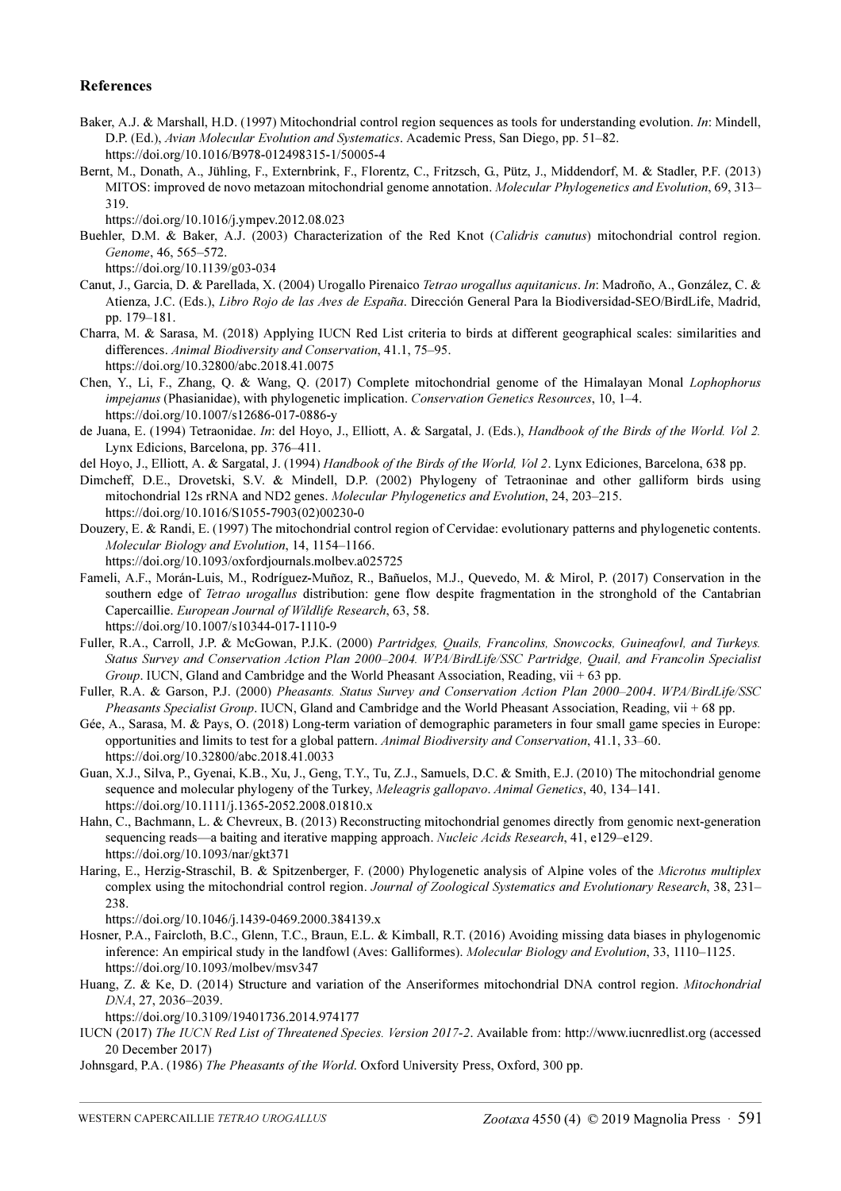## References

Baker, A.J. & Marshall, H.D. (1997) Mitochondrial control region sequences as tools for understanding evolution. *In*: Mindell, D.P. (Ed.), *Avian Molecular Evolution and Systematics*. Academic Press, San Diego, pp. 51–82. https://doi.org/10.1016/B978-012498315-1/50005-4

Bernt, M., Donath, A., Jühling, F., Externbrink, F., Florentz, C., Fritzsch, G., Pütz, J., Middendorf, M. & Stadler, P.F. (2013) MITOS: improved de novo metazoan mitochondrial genome annotation. *Molecular Phylogenetics and Evolution*, 69, 313–319. https://doi.org/10.1016/j.ympev.2012.08.023

Buehler, D.M. & Baker, A.J. (2003) Characterization of the Red Knot (*Calidris canutus*) mitochondrial control region. *Genome*, 46, 565–572. https://doi.org/10.1139/g03-034

Canut, J., Garcia, D. & Parellada, X. (2004) Urogallo Pirenaico *Tetrao urogallus aquitanicus*. *In*: Madroño, A., González, C. & Atienza, J.C. (Eds.), *Libro Rojo de las Aves de España*. Dirección General Para la Biodiversidad-SEO/BirdLife, Madrid, pp. 179–181.

Charra, M. & Sarasa, M. (2018) Applying IUCN Red List criteria to birds at different geographical scales: similarities and differences. *Animal Biodiversity and Conservation*, 41.1, 75–95. https://doi.org/10.32800/abc.2018.41.0075

Chen, Y., Li, F., Zhang, Q. & Wang, Q. (2017) Complete mitochondrial genome of the Himalayan Monal *Lophophorus impejanus* (Phasianidae), with phylogenetic implication. *Conservation Genetics Resources*, 10, 1–4. https://doi.org/10.1007/s12686-017-0886-y

de Juana, E. (1994) Tetraonidae. *In*: del Hoyo, J., Elliott, A. & Sargatal, J. (Eds.), *Handbook of the Birds of the World. Vol 2.* Lynx Edicions, Barcelona, pp. 376–411.

del Hoyo, J., Elliott, A. & Sargatal, J. (1994) *Handbook of the Birds of the World, Vol 2*. Lynx Ediciones, Barcelona, 638 pp.

Dimcheff, D.E., Drovetski, S.V. & Mindell, D.P. (2002) Phylogeny of Tetraoninae and other galliform birds using mitochondrial 12s rRNA and ND2 genes. *Molecular Phylogenetics and Evolution*, 24, 203–215. https://doi.org/10.1016/S1055-7903(02)00230-0

Douzery, E. & Randi, E. (1997) The mitochondrial control region of Cervidae: evolutionary patterns and phylogenetic contents. *Molecular Biology and Evolution*, 14, 1154–1166. https://doi.org/10.1093/oxfordjournals.molbev.a025725

Fameli, A.F., Morán-Luis, M., Rodríguez-Muñoz, R., Bañuelos, M.J., Quevedo, M. & Mirol, P. (2017) Conservation in the southern edge of *Tetrao urogallus* distribution: gene flow despite fragmentation in the stronghold of the Cantabrian Capercaillie. *European Journal of Wildlife Research*, 63, 58. https://doi.org/10.1007/s10344-017-1110-9

Fuller, R.A., Carroll, J.P. & McGowan, P.J.K. (2000) *Partridges, Quails, Francolins, Snowcocks, Guineafowl, and Turkeys. Status Survey and Conservation Action Plan 2000–2004. WPA/BirdLife/SSC Partridge, Quail, and Francolin Specialist Group*. IUCN, Gland and Cambridge and the World Pheasant Association, Reading, vii + 63 pp.

Fuller, R.A. & Garson, P.J. (2000) *Pheasants. Status Survey and Conservation Action Plan 2000–2004. WPA/BirdLife/SSC Pheasants Specialist Group*. IUCN, Gland and Cambridge and the World Pheasant Association, Reading, vii + 68 pp.

Gée, A., Sarasa, M. & Pays, O. (2018) Long-term variation of demographic parameters in four small game species in Europe: opportunities and limits to test for a global pattern. *Animal Biodiversity and Conservation*, 41.1, 33–60. https://doi.org/10.32800/abc.2018.41.0033

Guan, X.J., Silva, P., Gyenai, K.B., Xu, J., Geng, T.Y., Tu, Z.J., Samuels, D.C. & Smith, E.J. (2010) The mitochondrial genome sequence and molecular phylogeny of the Turkey, *Meleagris gallopavo*. *Animal Genetics*, 40, 134–141. https://doi.org/10.1111/j.1365-2052.2008.01810.x

Hahn, C., Bachmann, L. & Chevreux, B. (2013) Reconstructing mitochondrial genomes directly from genomic next-generation sequencing reads—a baiting and iterative mapping approach. *Nucleic Acids Research*, 41, e129–e129. https://doi.org/10.1093/nar/gkt371

Haring, E., Herzig-Straschil, B. & Spitzenberger, F. (2000) Phylogenetic analysis of Alpine voles of the *Microtus multiplex* complex using the mitochondrial control region. *Journal of Zoological Systematics and Evolutionary Research*, 38, 231–238. https://doi.org/10.1046/j.1439-0469.2000.384139.x

Hosner, P.A., Faircloth, B.C., Glenn, T.C., Braun, E.L. & Kimball, R.T. (2016) Avoiding missing data biases in phylogenomic inference: An empirical study in the landfowl (Aves: Galliformes). *Molecular Biology and Evolution*, 33, 1110–1125. https://doi.org/10.1093/molbev/msv347

Huang, Z. & Ke, D. (2014) Structure and variation of the Anseriformes mitochondrial DNA control region. *Mitochondrial DNA*, 27, 2036–2039. https://doi.org/10.3109/19401736.2014.974177

IUCN (2017) *The IUCN Red List of Threatened Species. Version 2017-2*. Available from: http://www.iucnredlist.org (accessed 20 December 2017)

Johnsgard, P.A. (1986) *The Pheasants of the World*. Oxford University Press, Oxford, 300 pp.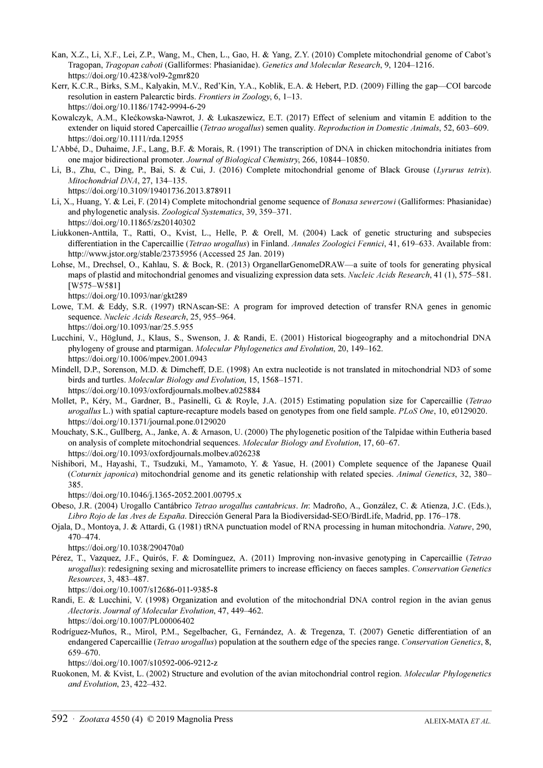Kan, X.Z., Li, X.F., Lei, Z.P., Wang, M., Chen, L., Gao, H. & Yang, Z.Y. (2010) Complete mitochondrial genome of Cabot's Tragopan, *Tragopan caboti* (Galliformes: Phasianidae). *Genetics and Molecular Research*, 9, 1204–1216. https://doi.org/10.4238/vol9-2gmr820

Kerr, K.C.R., Birks, S.M., Kalyakin, M.V., Red'Kin, Y.A., Koblik, E.A. & Hebert, P.D. (2009) Filling the gap—COI barcode resolution in eastern Palearctic birds. *Frontiers in Zoology*, 6, 1–13. https://doi.org/10.1186/1742-9994-6-29

Kowalczyk, A.M., Klećkowska-Nawrot, J. & Łukaszewicz, E.T. (2017) Effect of selenium and vitamin E addition to the extender on liquid stored Capercaillie (*Tetrao urogallus*) semen quality. *Reproduction in Domestic Animals*, 52, 603–609. https://doi.org/10.1111/rda.12955

L'Abbé, D., Duhaime, J.F., Lang, B.F. & Morais, R. (1991) The transcription of DNA in chicken mitochondria initiates from one major bidirectional promoter. *Journal of Biological Chemistry*, 266, 10844–10850.

Li, B., Zhu, C., Ding, P., Bai, S. & Cui, J. (2016) Complete mitochondrial genome of Black Grouse (*Lyrurus tetrix*). *Mitochondrial DNA*, 27, 134–135. https://doi.org/10.3109/19401736.2013.878911

Li, X., Huang, Y. & Lei, F. (2014) Complete mitochondrial genome sequence of *Bonasa sewerzowi* (Galliformes: Phasianidae) and phylogenetic analysis. *Zoological Systematics*, 39, 359–371. https://doi.org/10.11865/zs20140302

Liukkonen-Anttila, T., Ratti, O., Kvist, L., Helle, P. & Orell, M. (2004) Lack of genetic structuring and subspecies differentiation in the Capercaillie (*Tetrao urogallus*) in Finland. *Annales Zoologici Fennici*, 41, 619–633. Available from: http://www.jstor.org/stable/23735956 (Accessed 25 Jan. 2019)

Lohse, M., Drechsel, O., Kahlau, S. & Bock, R. (2013) OrganellarGenomeDRAW—a suite of tools for generating physical maps of plastid and mitochondrial genomes and visualizing expression data sets. *Nucleic Acids Research*, 41 (1), 575–581. [W575–W581] https://doi.org/10.1093/nar/gkt289

Lowe, T.M. & Eddy, S.R. (1997) tRNAscan-SE: A program for improved detection of transfer RNA genes in genomic sequence. *Nucleic Acids Research*, 25, 955–964. https://doi.org/10.1093/nar/25.5.955

Lucchini, V., Höglund, J., Klaus, S., Swenson, J. & Randi, E. (2001) Historical biogeography and a mitochondrial DNA phylogeny of grouse and ptarmigan. *Molecular Phylogenetics and Evolution*, 20, 149–162. https://doi.org/10.1006/mpev.2001.0943

Mindell, D.P., Sorenson, M.D. & Dimcheff, D.E. (1998) An extra nucleotide is not translated in mitochondrial ND3 of some birds and turtles. *Molecular Biology and Evolution*, 15, 1568–1571. https://doi.org/10.1093/oxfordjournals.molbev.a025884

Mollet, P., Kéry, M., Gardner, B., Pasinelli, G. & Royle, J.A. (2015) Estimating population size for Capercaillie (*Tetrao urogallus* L.) with spatial capture-recapture models based on genotypes from one field sample. *PLoS One*, 10, e0129020. https://doi.org/10.1371/journal.pone.0129020

Mouchaty, S.K., Gullberg, A., Janke, A. & Arnason, U. (2000) The phylogenetic position of the Talpidae within Eutheria based on analysis of complete mitochondrial sequences. *Molecular Biology and Evolution*, 17, 60–67. https://doi.org/10.1093/oxfordjournals.molbev.a026238

Nishibori, M., Hayashi, T., Tsudzuki, M., Yamamoto, Y. & Yasue, H. (2001) Complete sequence of the Japanese Quail (*Coturnix japonica*) mitochondrial genome and its genetic relationship with related species. *Animal Genetics*, 32, 380–385. https://doi.org/10.1046/j.1365-2052.2001.00795.x

Obeso, J.R. (2004) Urogallo Cantábrico *Tetrao urogallus cantabricus*. *In*: Madroño, A., González, C. & Atienza, J.C. (Eds.), *Libro Rojo de las Aves de España*. Dirección General Para la Biodiversidad-SEO/BirdLife, Madrid, pp. 176–178.

Ojala, D., Montoya, J. & Attardi, G. (1981) tRNA punctuation model of RNA processing in human mitochondria. *Nature*, 290, 470–474. https://doi.org/10.1038/290470a0

Pérez, T., Vazquez, J.F., Quirós, F. & Domínguez, A. (2011) Improving non-invasive genotyping in Capercaillie (*Tetrao urogallus*): redesigning sexing and microsatellite primers to increase efficiency on faeces samples. *Conservation Genetics Resources*, 3, 483–487. https://doi.org/10.1007/s12686-011-9385-8

Randi, E. & Lucchini, V. (1998) Organization and evolution of the mitochondrial DNA control region in the avian genus *Alectoris*. *Journal of Molecular Evolution*, 47, 449–462. https://doi.org/10.1007/PL00006402

Rodríguez-Muños, R., Mirol, P.M., Segelbacher, G., Fernández, A. & Tregenza, T. (2007) Genetic differentiation of an endangered Capercaillie (*Tetrao urogallus*) population at the southern edge of the species range. *Conservation Genetics*, 8, 659–670. https://doi.org/10.1007/s10592-006-9212-z

Ruokonen, M. & Kvist, L. (2002) Structure and evolution of the avian mitochondrial control region. *Molecular Phylogenetics and Evolution*, 23, 422–432.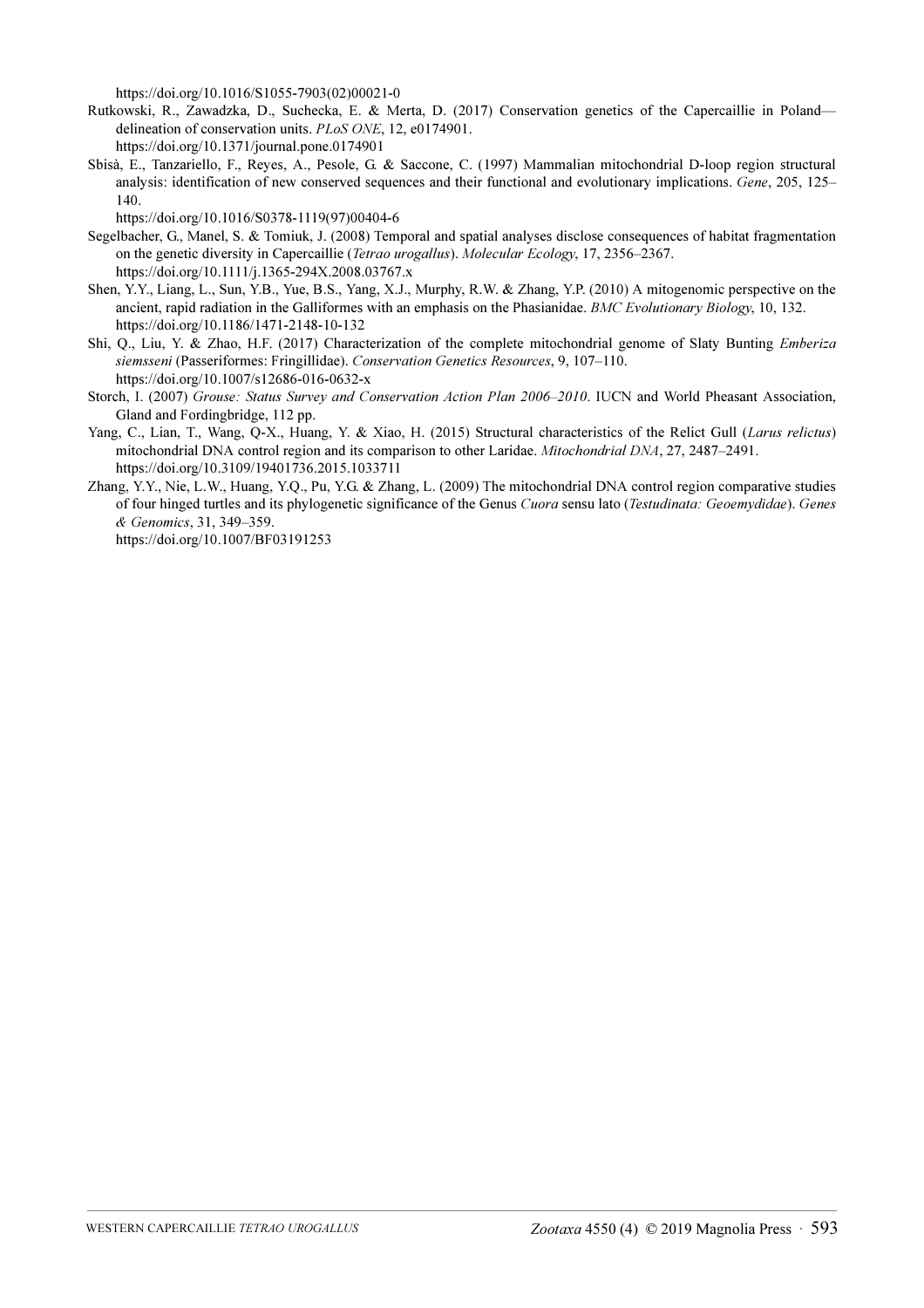https://doi.org/10.1016/S1055-7903(02)00021-0

Rutkowski, R., Zawadzka, D., Suchecka, E. & Merta, D. (2017) Conservation genetics of the Capercaillie in Poland—delineation of conservation units. *PLoS ONE*, 12, e0174901.
https://doi.org/10.1371/journal.pone.0174901

Sbisà, E., Tanzariello, F., Reyes, A., Pesole, G. & Saccone, C. (1997) Mammalian mitochondrial D-loop region structural analysis: identification of new conserved sequences and their functional and evolutionary implications. *Gene*, 205, 125–140.
https://doi.org/10.1016/S0378-1119(97)00404-6

Segelbacher, G., Manel, S. & Tomiuk, J. (2008) Temporal and spatial analyses disclose consequences of habitat fragmentation on the genetic diversity in Capercaillie (*Tetrao urogallus*). *Molecular Ecology*, 17, 2356–2367.
https://doi.org/10.1111/j.1365-294X.2008.03767.x

Shen, Y.Y., Liang, L., Sun, Y.B., Yue, B.S., Yang, X.J., Murphy, R.W. & Zhang, Y.P. (2010) A mitogenomic perspective on the ancient, rapid radiation in the Galliformes with an emphasis on the Phasianidae. *BMC Evolutionary Biology*, 10, 132.
https://doi.org/10.1186/1471-2148-10-132

Shi, Q., Liu, Y. & Zhao, H.F. (2017) Characterization of the complete mitochondrial genome of Slaty Bunting *Emberiza siemsseni* (Passeriformes: Fringillidae). *Conservation Genetics Resources*, 9, 107–110.
https://doi.org/10.1007/s12686-016-0632-x

Storch, I. (2007) *Grouse: Status Survey and Conservation Action Plan 2006–2010*. IUCN and World Pheasant Association, Gland and Fordingbridge, 112 pp.

Yang, C., Lian, T., Wang, Q-X., Huang, Y. & Xiao, H. (2015) Structural characteristics of the Relict Gull (*Larus relictus*) mitochondrial DNA control region and its comparison to other Laridae. *Mitochondrial DNA*, 27, 2487–2491.
https://doi.org/10.3109/19401736.2015.1033711

Zhang, Y.Y., Nie, L.W., Huang, Y.Q., Pu, Y.G. & Zhang, L. (2009) The mitochondrial DNA control region comparative studies of four hinged turtles and its phylogenetic significance of the Genus *Cuora* sensu lato (*Testudinata: Geoemydidae*). *Genes & Genomics*, 31, 349–359.
https://doi.org/10.1007/BF03191253